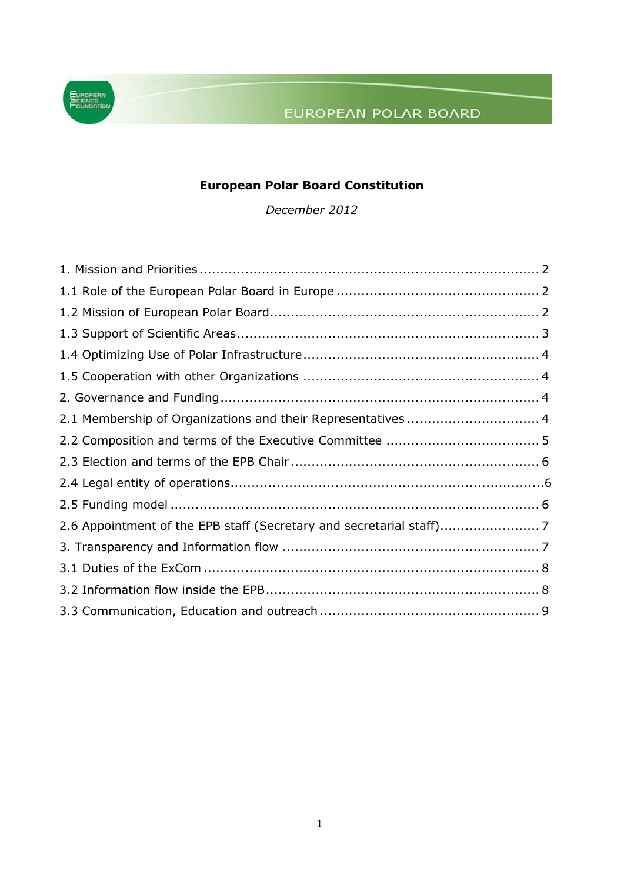EUROPEAN POLAR BOARD

# European Polar Board Constitution

*December 2012*

1. Mission and Priorities ........................................................................ 2
1.1 Role of the European Polar Board in Europe ........................................ 2
1.2 Mission of European Polar Board........................................................ 2
1.3 Support of Scientific Areas................................................................ 3
1.4 Optimizing Use of Polar Infrastructure................................................. 4
1.5 Cooperation with other Organizations ................................................. 4
2. Governance and Funding.................................................................... 4
2.1 Membership of Organizations and their Representatives ........................ 4
2.2 Composition and terms of the Executive Committee ............................. 5
2.3 Election and terms of the EPB Chair .................................................... 6
2.4 Legal entity of operations...................................................................6
2.5 Funding model ................................................................................ 6
2.6 Appointment of the EPB staff (Secretary and secretarial staff)................. 7
3. Transparency and Information flow ..................................................... 7
3.1 Duties of the ExCom ......................................................................... 8
3.2 Information flow inside the EPB.......................................................... 8
3.3 Communication, Education and outreach ............................................ 9

---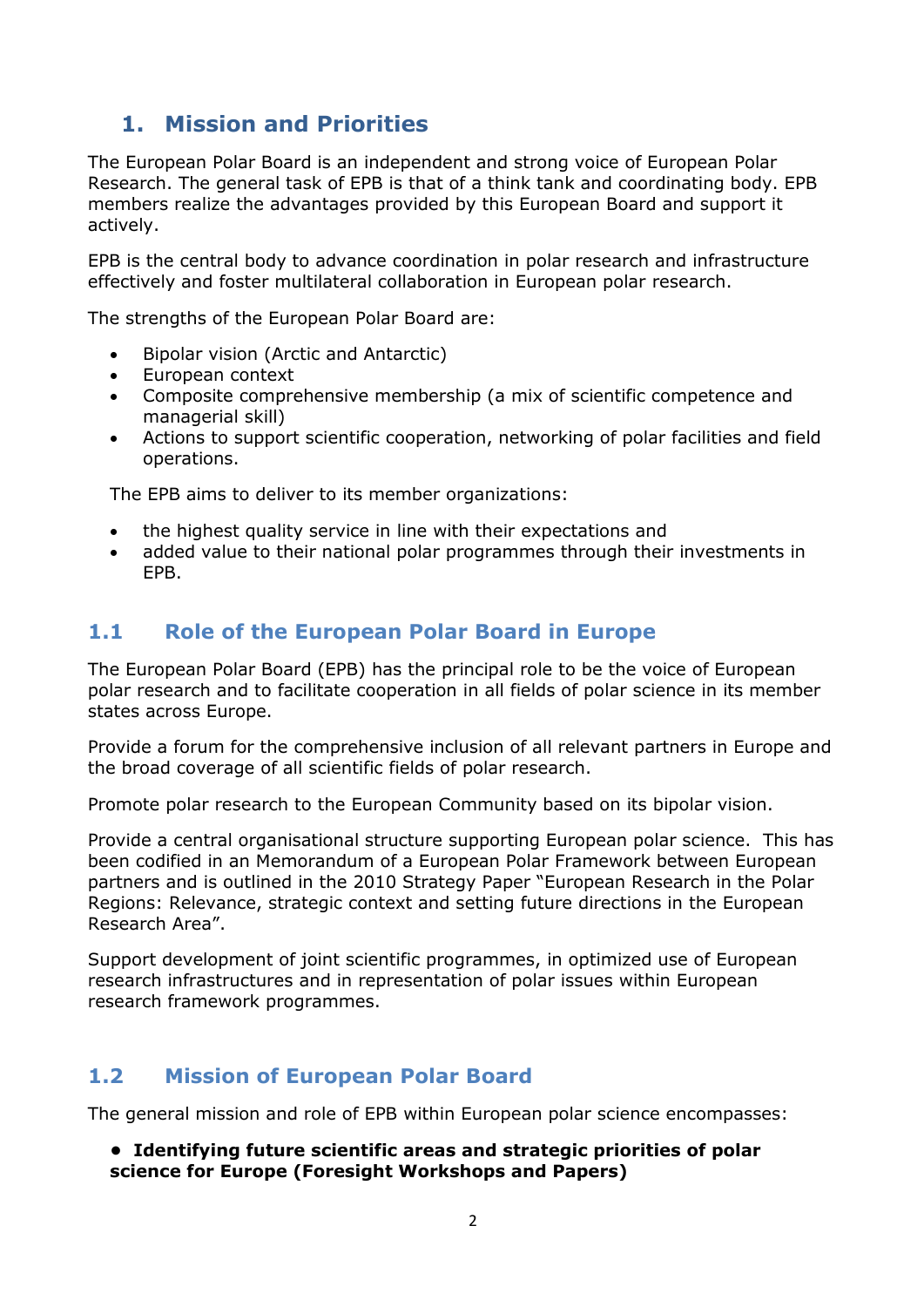# 1. Mission and Priorities

The European Polar Board is an independent and strong voice of European Polar Research. The general task of EPB is that of a think tank and coordinating body. EPB members realize the advantages provided by this European Board and support it actively.

EPB is the central body to advance coordination in polar research and infrastructure effectively and foster multilateral collaboration in European polar research.

The strengths of the European Polar Board are:

- Bipolar vision (Arctic and Antarctic)
- European context
- Composite comprehensive membership (a mix of scientific competence and managerial skill)
- Actions to support scientific cooperation, networking of polar facilities and field operations.

The EPB aims to deliver to its member organizations:

- the highest quality service in line with their expectations and
- added value to their national polar programmes through their investments in EPB.

## 1.1 Role of the European Polar Board in Europe

The European Polar Board (EPB) has the principal role to be the voice of European polar research and to facilitate cooperation in all fields of polar science in its member states across Europe.

Provide a forum for the comprehensive inclusion of all relevant partners in Europe and the broad coverage of all scientific fields of polar research.

Promote polar research to the European Community based on its bipolar vision.

Provide a central organisational structure supporting European polar science. This has been codified in an Memorandum of a European Polar Framework between European partners and is outlined in the 2010 Strategy Paper "European Research in the Polar Regions: Relevance, strategic context and setting future directions in the European Research Area".

Support development of joint scientific programmes, in optimized use of European research infrastructures and in representation of polar issues within European research framework programmes.

## 1.2 Mission of European Polar Board

The general mission and role of EPB within European polar science encompasses:

- **Identifying future scientific areas and strategic priorities of polar science for Europe (Foresight Workshops and Papers)**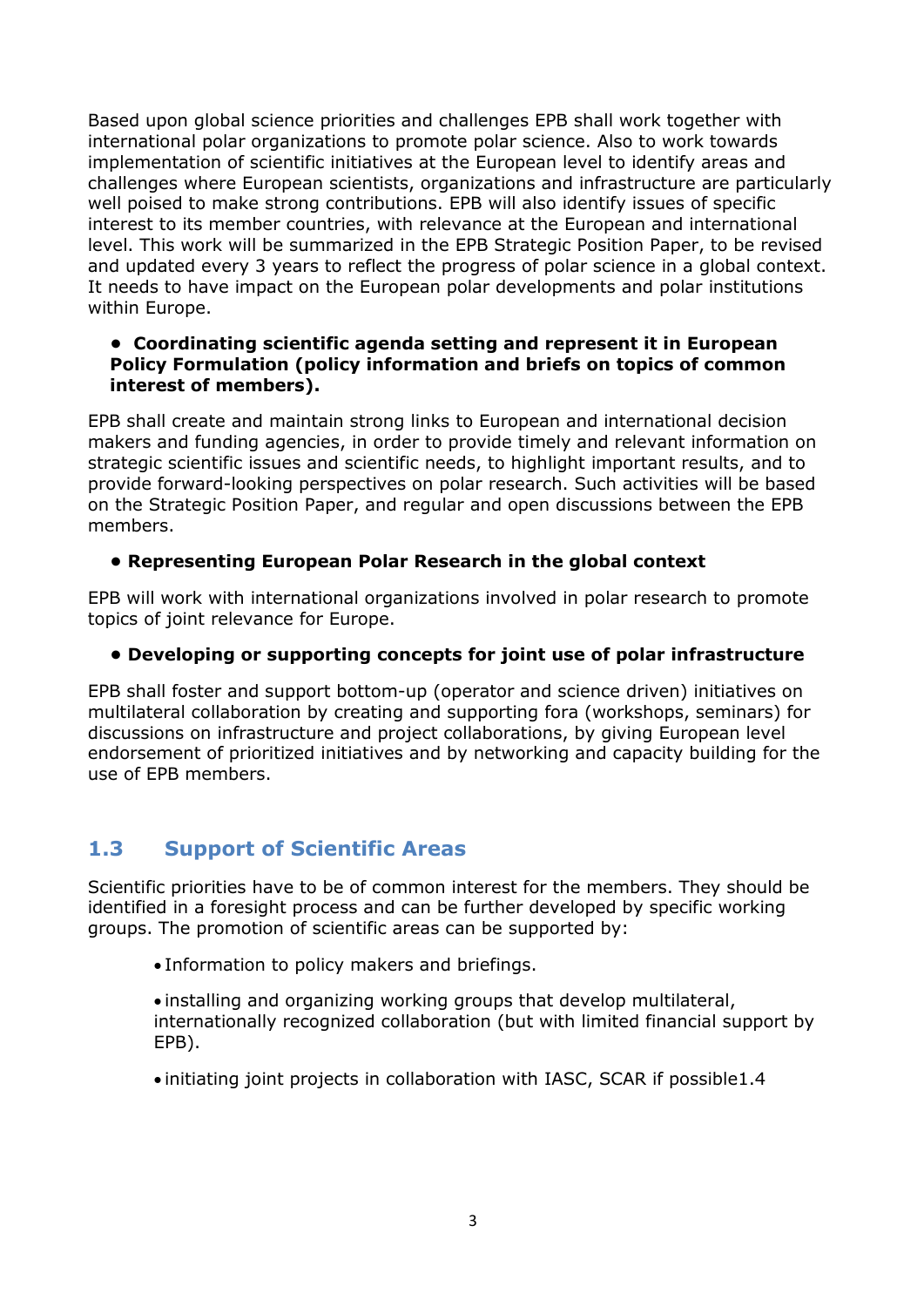Based upon global science priorities and challenges EPB shall work together with international polar organizations to promote polar science. Also to work towards implementation of scientific initiatives at the European level to identify areas and challenges where European scientists, organizations and infrastructure are particularly well poised to make strong contributions. EPB will also identify issues of specific interest to its member countries, with relevance at the European and international level. This work will be summarized in the EPB Strategic Position Paper, to be revised and updated every 3 years to reflect the progress of polar science in a global context. It needs to have impact on the European polar developments and polar institutions within Europe.

- **Coordinating scientific agenda setting and represent it in European Policy Formulation (policy information and briefs on topics of common interest of members).**

EPB shall create and maintain strong links to European and international decision makers and funding agencies, in order to provide timely and relevant information on strategic scientific issues and scientific needs, to highlight important results, and to provide forward-looking perspectives on polar research. Such activities will be based on the Strategic Position Paper, and regular and open discussions between the EPB members.

- **Representing European Polar Research in the global context**

EPB will work with international organizations involved in polar research to promote topics of joint relevance for Europe.

- **Developing or supporting concepts for joint use of polar infrastructure**

EPB shall foster and support bottom-up (operator and science driven) initiatives on multilateral collaboration by creating and supporting fora (workshops, seminars) for discussions on infrastructure and project collaborations, by giving European level endorsement of prioritized initiatives and by networking and capacity building for the use of EPB members.

## 1.3 Support of Scientific Areas

Scientific priorities have to be of common interest for the members. They should be identified in a foresight process and can be further developed by specific working groups. The promotion of scientific areas can be supported by:

- Information to policy makers and briefings.
- installing and organizing working groups that develop multilateral, internationally recognized collaboration (but with limited financial support by EPB).
- initiating joint projects in collaboration with IASC, SCAR if possible1.4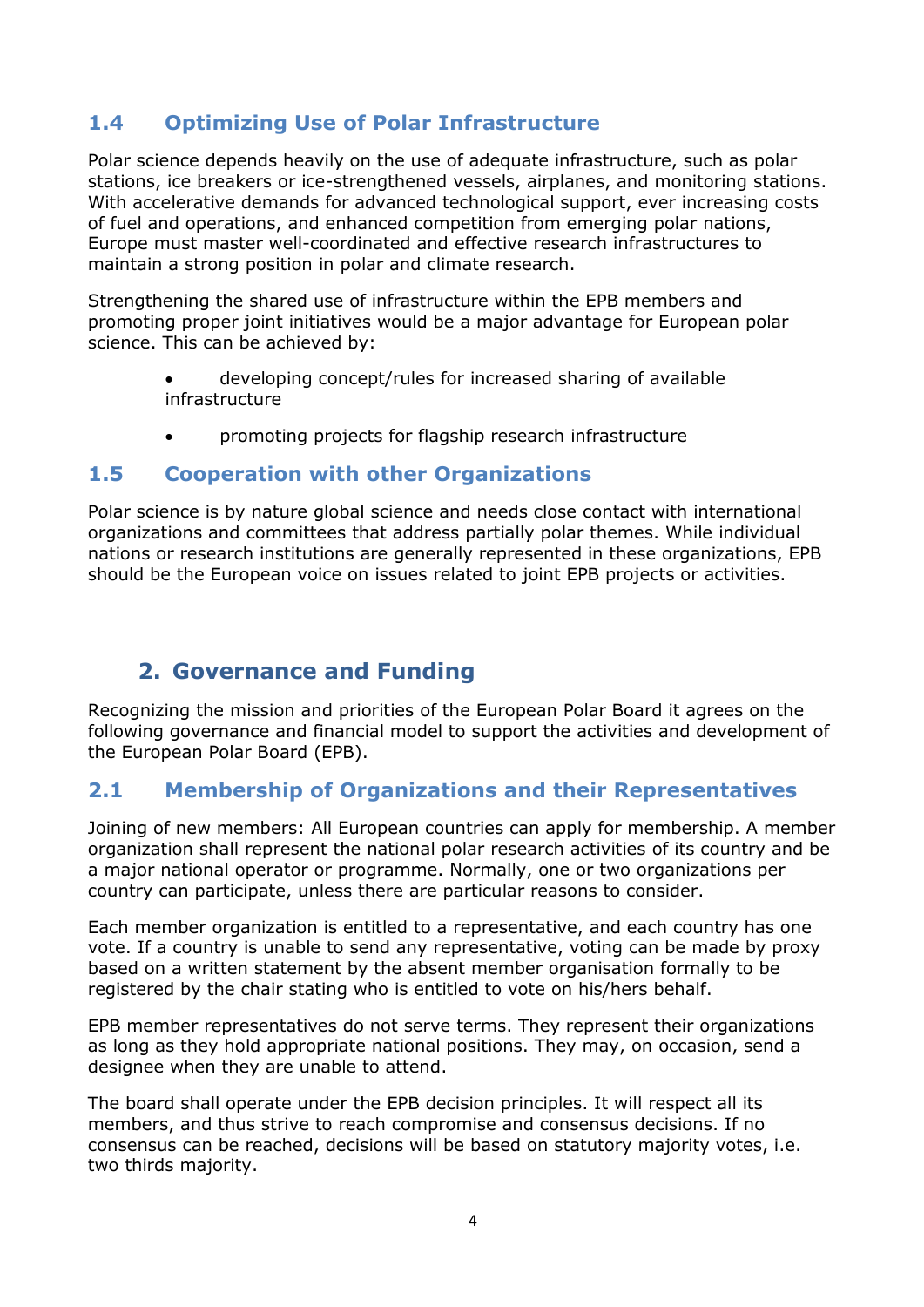### 1.4 Optimizing Use of Polar Infrastructure

Polar science depends heavily on the use of adequate infrastructure, such as polar stations, ice breakers or ice-strengthened vessels, airplanes, and monitoring stations. With accelerative demands for advanced technological support, ever increasing costs of fuel and operations, and enhanced competition from emerging polar nations, Europe must master well-coordinated and effective research infrastructures to maintain a strong position in polar and climate research.

Strengthening the shared use of infrastructure within the EPB members and promoting proper joint initiatives would be a major advantage for European polar science. This can be achieved by:

- developing concept/rules for increased sharing of available infrastructure
- promoting projects for flagship research infrastructure

### 1.5 Cooperation with other Organizations

Polar science is by nature global science and needs close contact with international organizations and committees that address partially polar themes. While individual nations or research institutions are generally represented in these organizations, EPB should be the European voice on issues related to joint EPB projects or activities.

## 2. Governance and Funding

Recognizing the mission and priorities of the European Polar Board it agrees on the following governance and financial model to support the activities and development of the European Polar Board (EPB).

### 2.1 Membership of Organizations and their Representatives

Joining of new members: All European countries can apply for membership. A member organization shall represent the national polar research activities of its country and be a major national operator or programme. Normally, one or two organizations per country can participate, unless there are particular reasons to consider.

Each member organization is entitled to a representative, and each country has one vote. If a country is unable to send any representative, voting can be made by proxy based on a written statement by the absent member organisation formally to be registered by the chair stating who is entitled to vote on his/hers behalf.

EPB member representatives do not serve terms. They represent their organizations as long as they hold appropriate national positions. They may, on occasion, send a designee when they are unable to attend.

The board shall operate under the EPB decision principles. It will respect all its members, and thus strive to reach compromise and consensus decisions. If no consensus can be reached, decisions will be based on statutory majority votes, i.e. two thirds majority.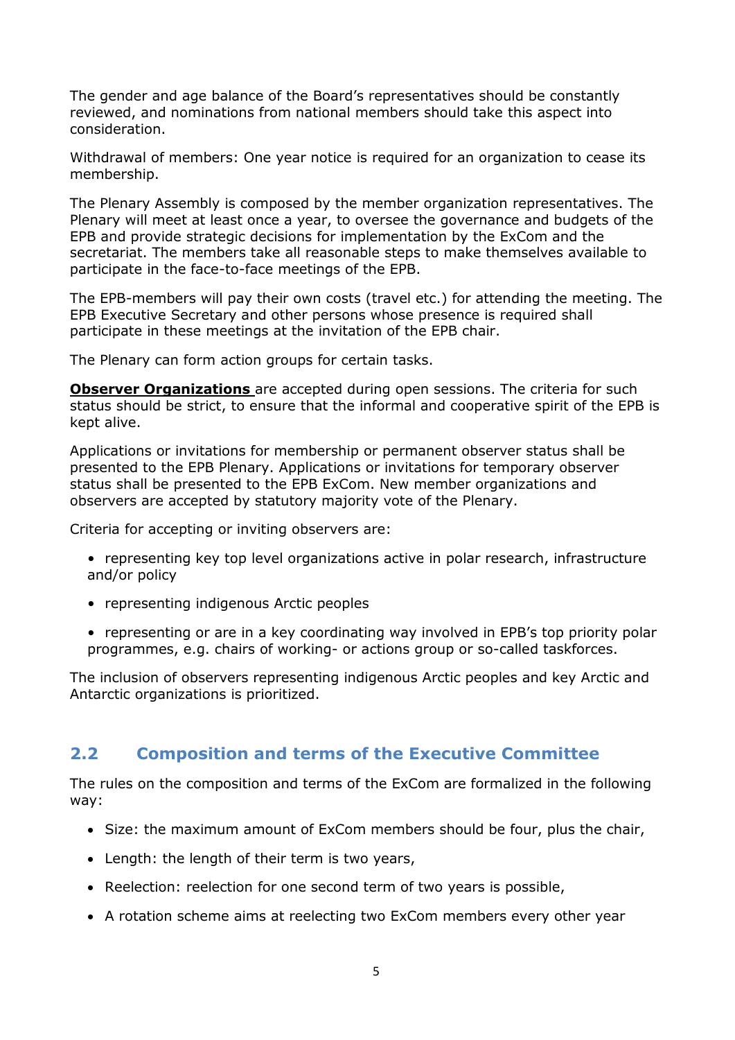The gender and age balance of the Board's representatives should be constantly reviewed, and nominations from national members should take this aspect into consideration.

Withdrawal of members: One year notice is required for an organization to cease its membership.

The Plenary Assembly is composed by the member organization representatives. The Plenary will meet at least once a year, to oversee the governance and budgets of the EPB and provide strategic decisions for implementation by the ExCom and the secretariat. The members take all reasonable steps to make themselves available to participate in the face-to-face meetings of the EPB.

The EPB-members will pay their own costs (travel etc.) for attending the meeting. The EPB Executive Secretary and other persons whose presence is required shall participate in these meetings at the invitation of the EPB chair.

The Plenary can form action groups for certain tasks.

**Observer Organizations** are accepted during open sessions. The criteria for such status should be strict, to ensure that the informal and cooperative spirit of the EPB is kept alive.

Applications or invitations for membership or permanent observer status shall be presented to the EPB Plenary. Applications or invitations for temporary observer status shall be presented to the EPB ExCom. New member organizations and observers are accepted by statutory majority vote of the Plenary.

Criteria for accepting or inviting observers are:

- representing key top level organizations active in polar research, infrastructure and/or policy
- representing indigenous Arctic peoples
- representing or are in a key coordinating way involved in EPB's top priority polar programmes, e.g. chairs of working- or actions group or so-called taskforces.

The inclusion of observers representing indigenous Arctic peoples and key Arctic and Antarctic organizations is prioritized.

## 2.2 Composition and terms of the Executive Committee

The rules on the composition and terms of the ExCom are formalized in the following way:

- Size: the maximum amount of ExCom members should be four, plus the chair,
- Length: the length of their term is two years,
- Reelection: reelection for one second term of two years is possible,
- A rotation scheme aims at reelecting two ExCom members every other year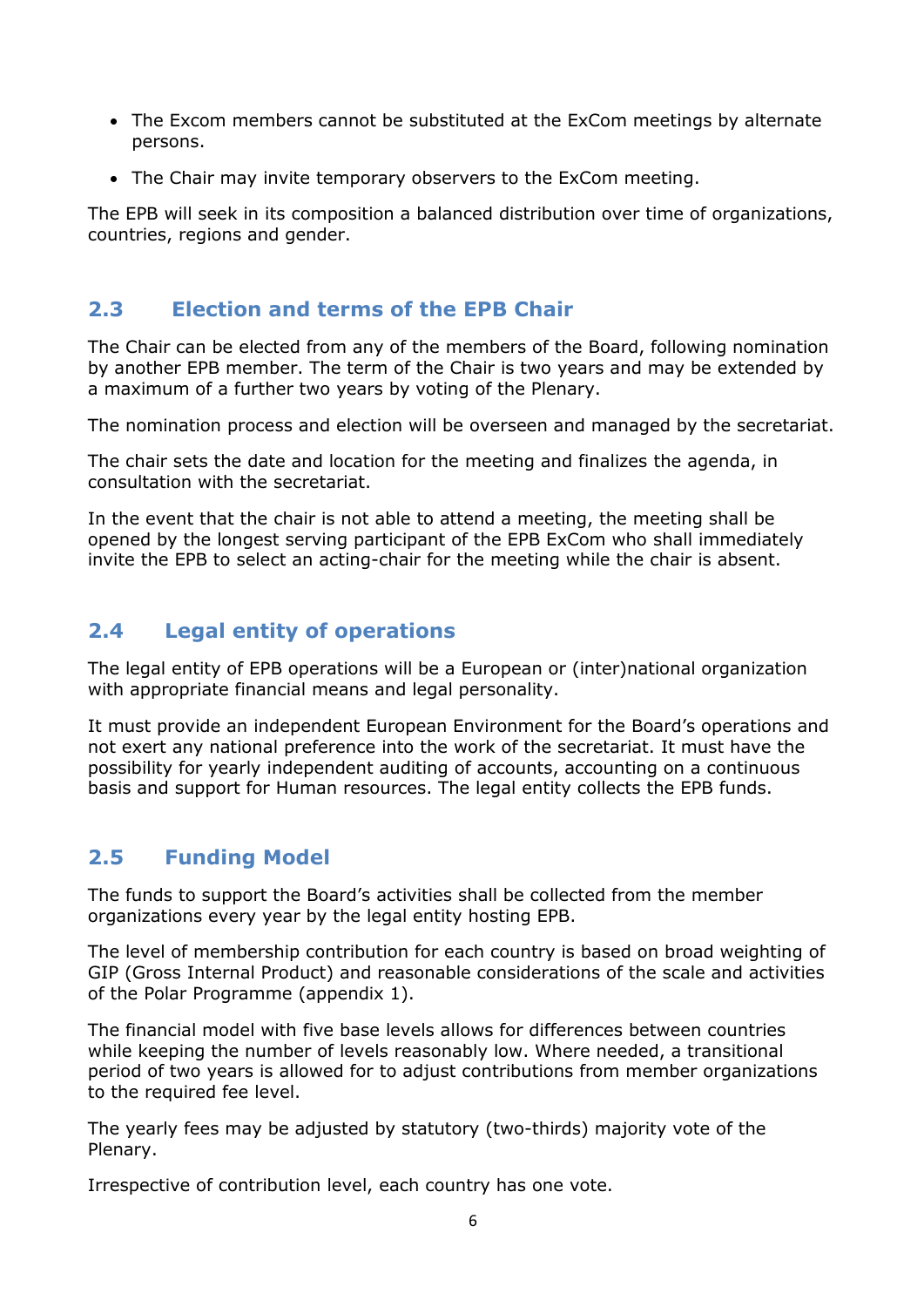- The Excom members cannot be substituted at the ExCom meetings by alternate persons.
- The Chair may invite temporary observers to the ExCom meeting.

The EPB will seek in its composition a balanced distribution over time of organizations, countries, regions and gender.

## 2.3 Election and terms of the EPB Chair

The Chair can be elected from any of the members of the Board, following nomination by another EPB member. The term of the Chair is two years and may be extended by a maximum of a further two years by voting of the Plenary.

The nomination process and election will be overseen and managed by the secretariat.

The chair sets the date and location for the meeting and finalizes the agenda, in consultation with the secretariat.

In the event that the chair is not able to attend a meeting, the meeting shall be opened by the longest serving participant of the EPB ExCom who shall immediately invite the EPB to select an acting-chair for the meeting while the chair is absent.

## 2.4 Legal entity of operations

The legal entity of EPB operations will be a European or (inter)national organization with appropriate financial means and legal personality.

It must provide an independent European Environment for the Board's operations and not exert any national preference into the work of the secretariat. It must have the possibility for yearly independent auditing of accounts, accounting on a continuous basis and support for Human resources. The legal entity collects the EPB funds.

## 2.5 Funding Model

The funds to support the Board's activities shall be collected from the member organizations every year by the legal entity hosting EPB.

The level of membership contribution for each country is based on broad weighting of GIP (Gross Internal Product) and reasonable considerations of the scale and activities of the Polar Programme (appendix 1).

The financial model with five base levels allows for differences between countries while keeping the number of levels reasonably low. Where needed, a transitional period of two years is allowed for to adjust contributions from member organizations to the required fee level.

The yearly fees may be adjusted by statutory (two-thirds) majority vote of the Plenary.

Irrespective of contribution level, each country has one vote.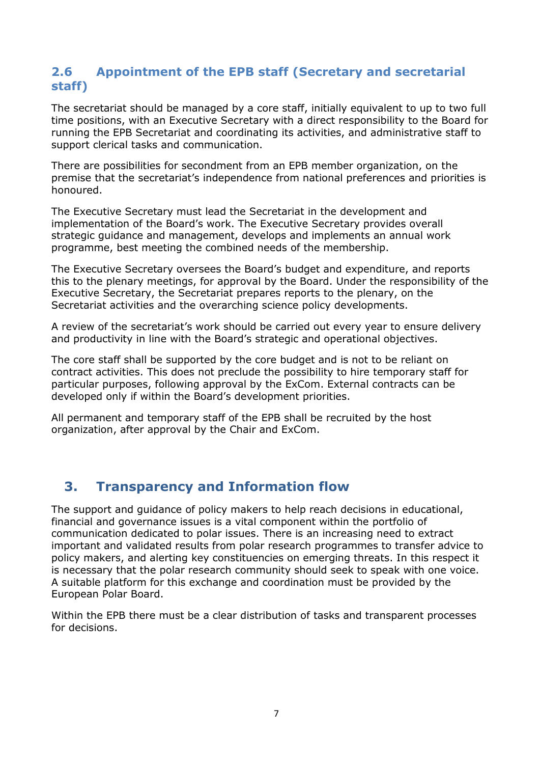## 2.6 Appointment of the EPB staff (Secretary and secretarial staff)

The secretariat should be managed by a core staff, initially equivalent to up to two full time positions, with an Executive Secretary with a direct responsibility to the Board for running the EPB Secretariat and coordinating its activities, and administrative staff to support clerical tasks and communication.

There are possibilities for secondment from an EPB member organization, on the premise that the secretariat's independence from national preferences and priorities is honoured.

The Executive Secretary must lead the Secretariat in the development and implementation of the Board's work. The Executive Secretary provides overall strategic guidance and management, develops and implements an annual work programme, best meeting the combined needs of the membership.

The Executive Secretary oversees the Board's budget and expenditure, and reports this to the plenary meetings, for approval by the Board. Under the responsibility of the Executive Secretary, the Secretariat prepares reports to the plenary, on the Secretariat activities and the overarching science policy developments.

A review of the secretariat's work should be carried out every year to ensure delivery and productivity in line with the Board's strategic and operational objectives.

The core staff shall be supported by the core budget and is not to be reliant on contract activities. This does not preclude the possibility to hire temporary staff for particular purposes, following approval by the ExCom. External contracts can be developed only if within the Board's development priorities.

All permanent and temporary staff of the EPB shall be recruited by the host organization, after approval by the Chair and ExCom.

# 3. Transparency and Information flow

The support and guidance of policy makers to help reach decisions in educational, financial and governance issues is a vital component within the portfolio of communication dedicated to polar issues. There is an increasing need to extract important and validated results from polar research programmes to transfer advice to policy makers, and alerting key constituencies on emerging threats. In this respect it is necessary that the polar research community should seek to speak with one voice. A suitable platform for this exchange and coordination must be provided by the European Polar Board.

Within the EPB there must be a clear distribution of tasks and transparent processes for decisions.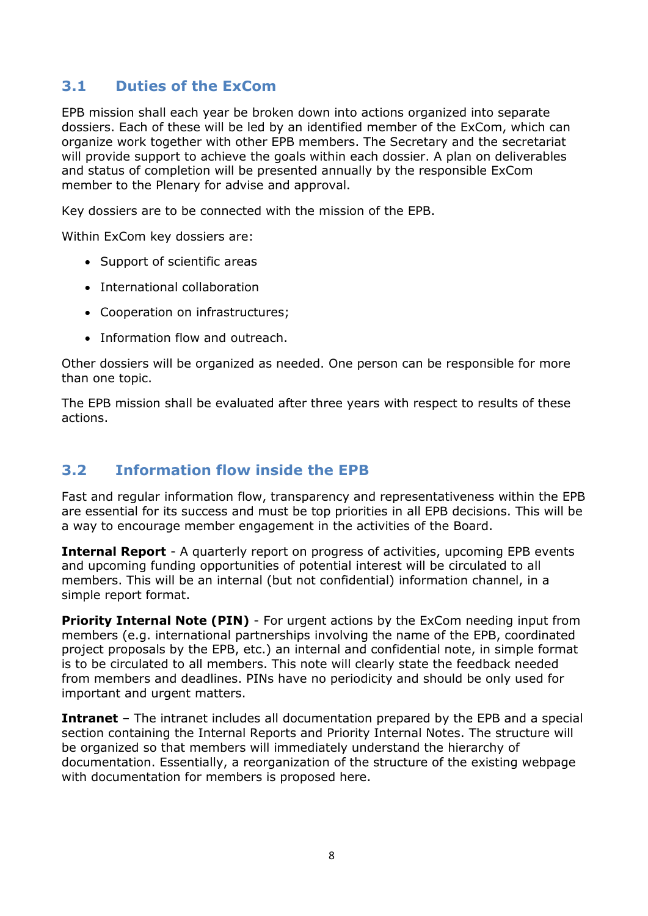## 3.1 Duties of the ExCom

EPB mission shall each year be broken down into actions organized into separate dossiers. Each of these will be led by an identified member of the ExCom, which can organize work together with other EPB members. The Secretary and the secretariat will provide support to achieve the goals within each dossier. A plan on deliverables and status of completion will be presented annually by the responsible ExCom member to the Plenary for advise and approval.

Key dossiers are to be connected with the mission of the EPB.

Within ExCom key dossiers are:

- Support of scientific areas
- International collaboration
- Cooperation on infrastructures;
- Information flow and outreach.

Other dossiers will be organized as needed. One person can be responsible for more than one topic.

The EPB mission shall be evaluated after three years with respect to results of these actions.

## 3.2 Information flow inside the EPB

Fast and regular information flow, transparency and representativeness within the EPB are essential for its success and must be top priorities in all EPB decisions. This will be a way to encourage member engagement in the activities of the Board.

**Internal Report** - A quarterly report on progress of activities, upcoming EPB events and upcoming funding opportunities of potential interest will be circulated to all members. This will be an internal (but not confidential) information channel, in a simple report format.

**Priority Internal Note (PIN)** - For urgent actions by the ExCom needing input from members (e.g. international partnerships involving the name of the EPB, coordinated project proposals by the EPB, etc.) an internal and confidential note, in simple format is to be circulated to all members. This note will clearly state the feedback needed from members and deadlines. PINs have no periodicity and should be only used for important and urgent matters.

**Intranet** – The intranet includes all documentation prepared by the EPB and a special section containing the Internal Reports and Priority Internal Notes. The structure will be organized so that members will immediately understand the hierarchy of documentation. Essentially, a reorganization of the structure of the existing webpage with documentation for members is proposed here.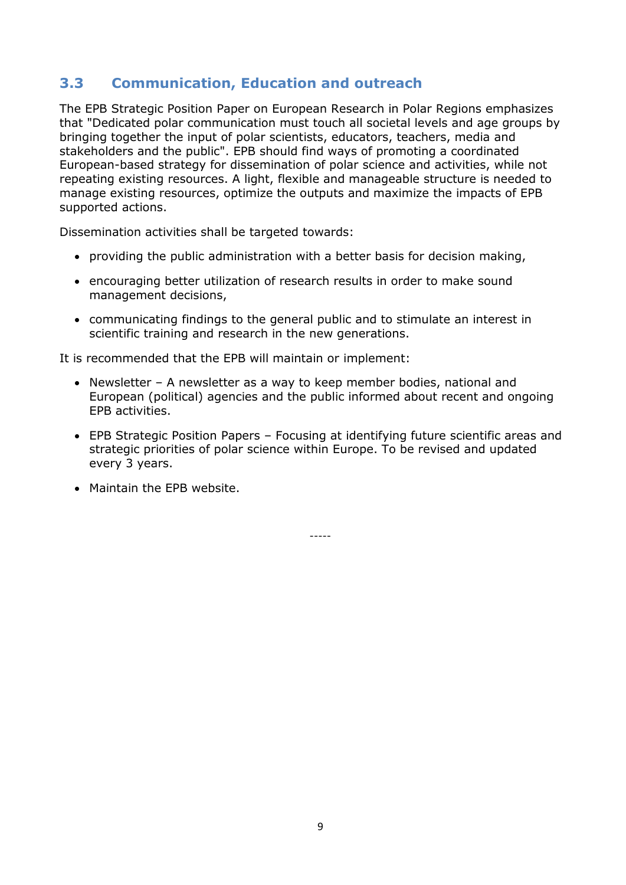## 3.3 Communication, Education and outreach

The EPB Strategic Position Paper on European Research in Polar Regions emphasizes that "Dedicated polar communication must touch all societal levels and age groups by bringing together the input of polar scientists, educators, teachers, media and stakeholders and the public". EPB should find ways of promoting a coordinated European-based strategy for dissemination of polar science and activities, while not repeating existing resources. A light, flexible and manageable structure is needed to manage existing resources, optimize the outputs and maximize the impacts of EPB supported actions.

Dissemination activities shall be targeted towards:

- providing the public administration with a better basis for decision making,
- encouraging better utilization of research results in order to make sound management decisions,
- communicating findings to the general public and to stimulate an interest in scientific training and research in the new generations.

It is recommended that the EPB will maintain or implement:

- Newsletter – A newsletter as a way to keep member bodies, national and European (political) agencies and the public informed about recent and ongoing EPB activities.
- EPB Strategic Position Papers – Focusing at identifying future scientific areas and strategic priorities of polar science within Europe. To be revised and updated every 3 years.
- Maintain the EPB website.

-----